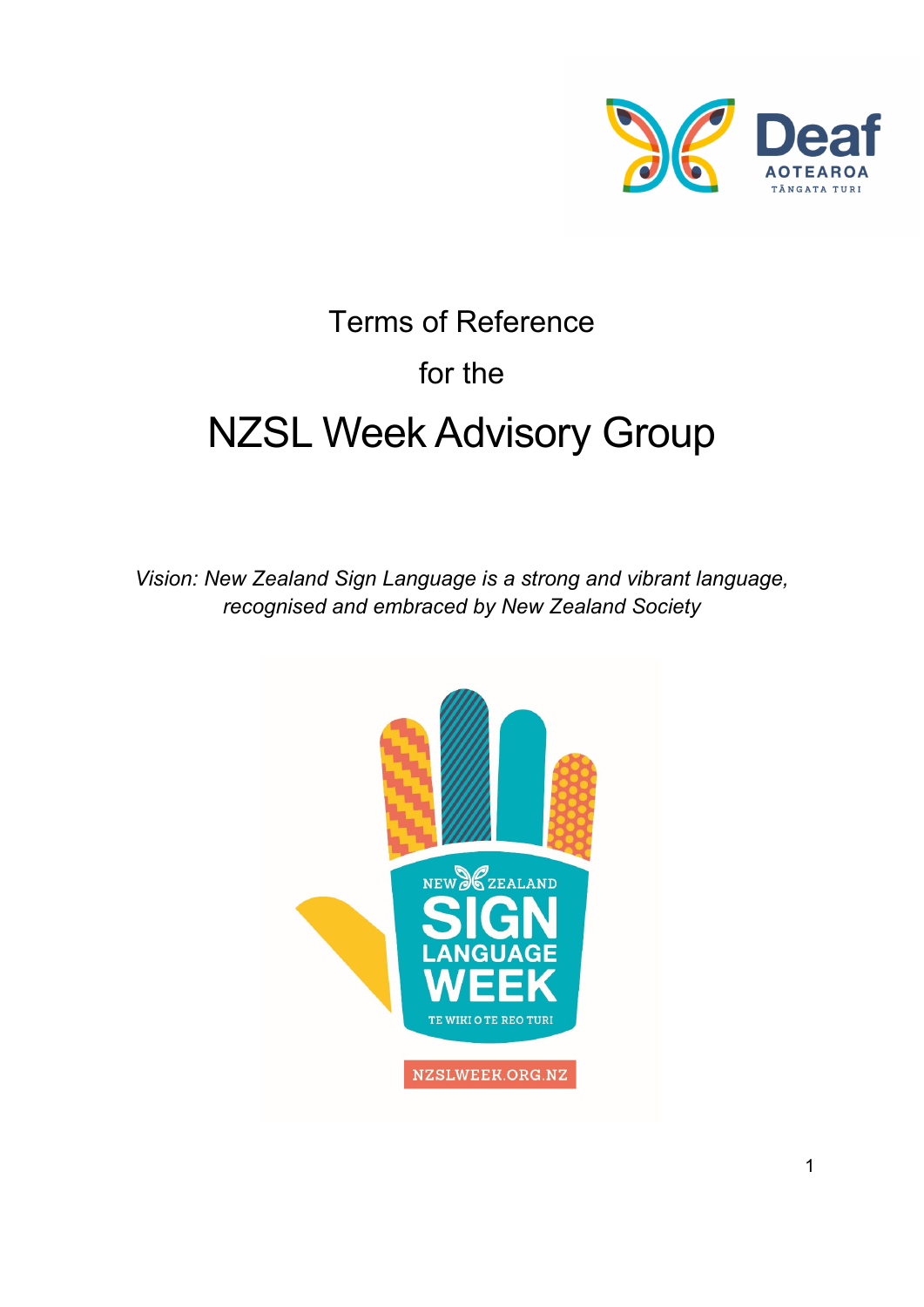# Terms of Reference

## for the

# NZSL Week Advisory Group

*Vision: New Zealand Sign Language is a strong and vibrant language, recognised and embraced by New Zealand Society*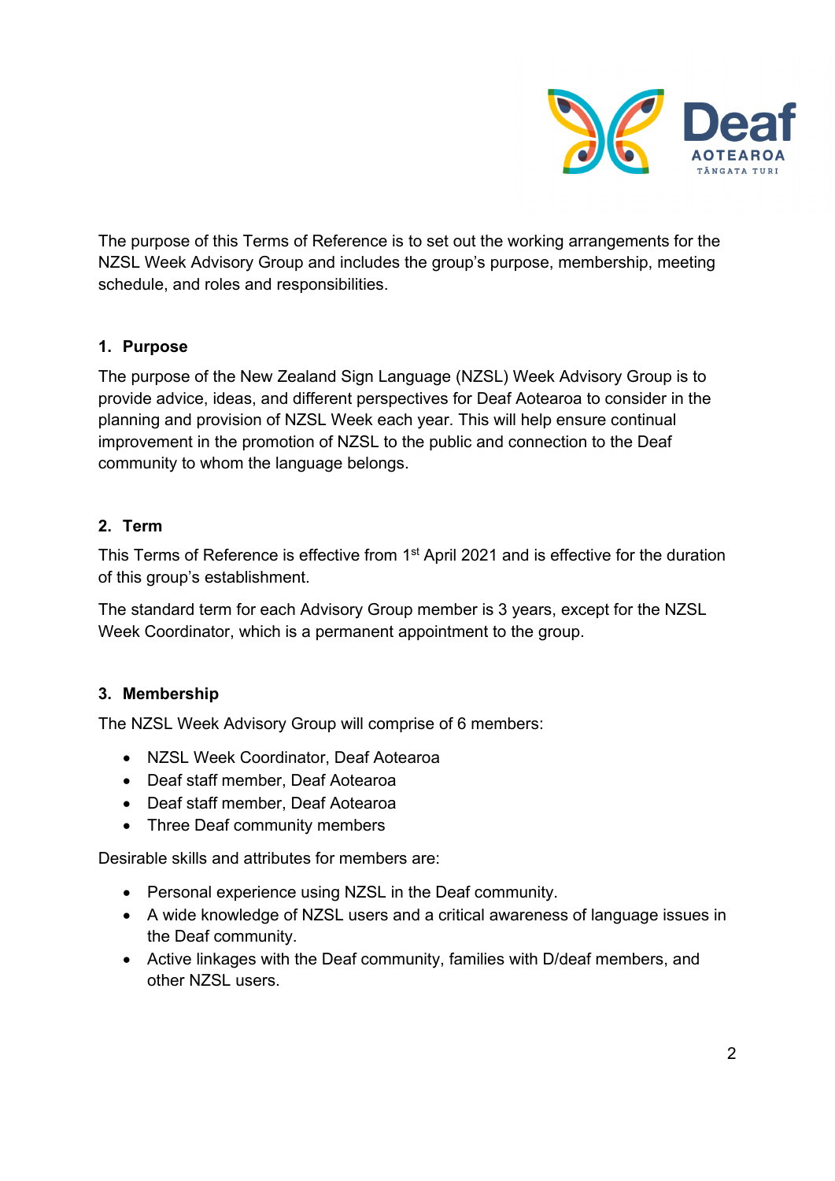The purpose of this Terms of Reference is to set out the working arrangements for the NZSL Week Advisory Group and includes the group's purpose, membership, meeting schedule, and roles and responsibilities.

## 1. Purpose

The purpose of the New Zealand Sign Language (NZSL) Week Advisory Group is to provide advice, ideas, and different perspectives for Deaf Aotearoa to consider in the planning and provision of NZSL Week each year. This will help ensure continual improvement in the promotion of NZSL to the public and connection to the Deaf community to whom the language belongs.

## 2. Term

This Terms of Reference is effective from 1st April 2021 and is effective for the duration of this group's establishment.

The standard term for each Advisory Group member is 3 years, except for the NZSL Week Coordinator, which is a permanent appointment to the group.

## 3. Membership

The NZSL Week Advisory Group will comprise of 6 members:

- NZSL Week Coordinator, Deaf Aotearoa
- Deaf staff member, Deaf Aotearoa
- Deaf staff member, Deaf Aotearoa
- Three Deaf community members

Desirable skills and attributes for members are:

- Personal experience using NZSL in the Deaf community.
- A wide knowledge of NZSL users and a critical awareness of language issues in the Deaf community.
- Active linkages with the Deaf community, families with D/deaf members, and other NZSL users.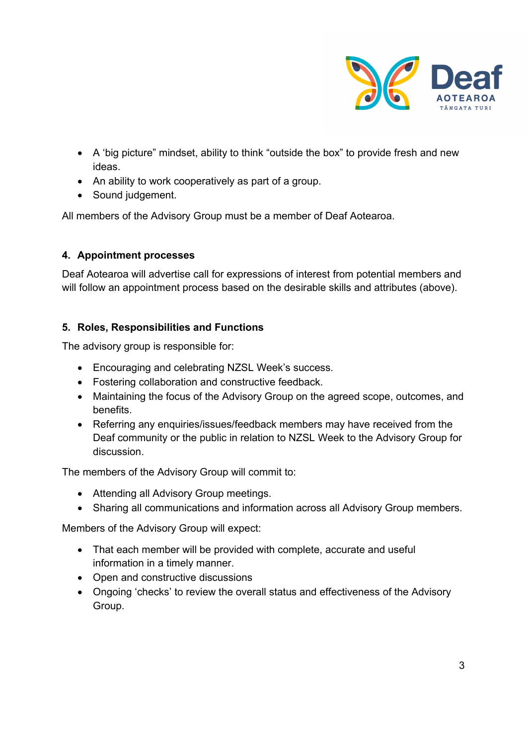- A 'big picture" mindset, ability to think "outside the box" to provide fresh and new ideas.
- An ability to work cooperatively as part of a group.
- Sound judgement.

All members of the Advisory Group must be a member of Deaf Aotearoa.

## 4. Appointment processes

Deaf Aotearoa will advertise call for expressions of interest from potential members and will follow an appointment process based on the desirable skills and attributes (above).

## 5. Roles, Responsibilities and Functions

The advisory group is responsible for:

- Encouraging and celebrating NZSL Week's success.
- Fostering collaboration and constructive feedback.
- Maintaining the focus of the Advisory Group on the agreed scope, outcomes, and benefits.
- Referring any enquiries/issues/feedback members may have received from the Deaf community or the public in relation to NZSL Week to the Advisory Group for discussion.

The members of the Advisory Group will commit to:

- Attending all Advisory Group meetings.
- Sharing all communications and information across all Advisory Group members.

Members of the Advisory Group will expect:

- That each member will be provided with complete, accurate and useful information in a timely manner.
- Open and constructive discussions
- Ongoing 'checks' to review the overall status and effectiveness of the Advisory Group.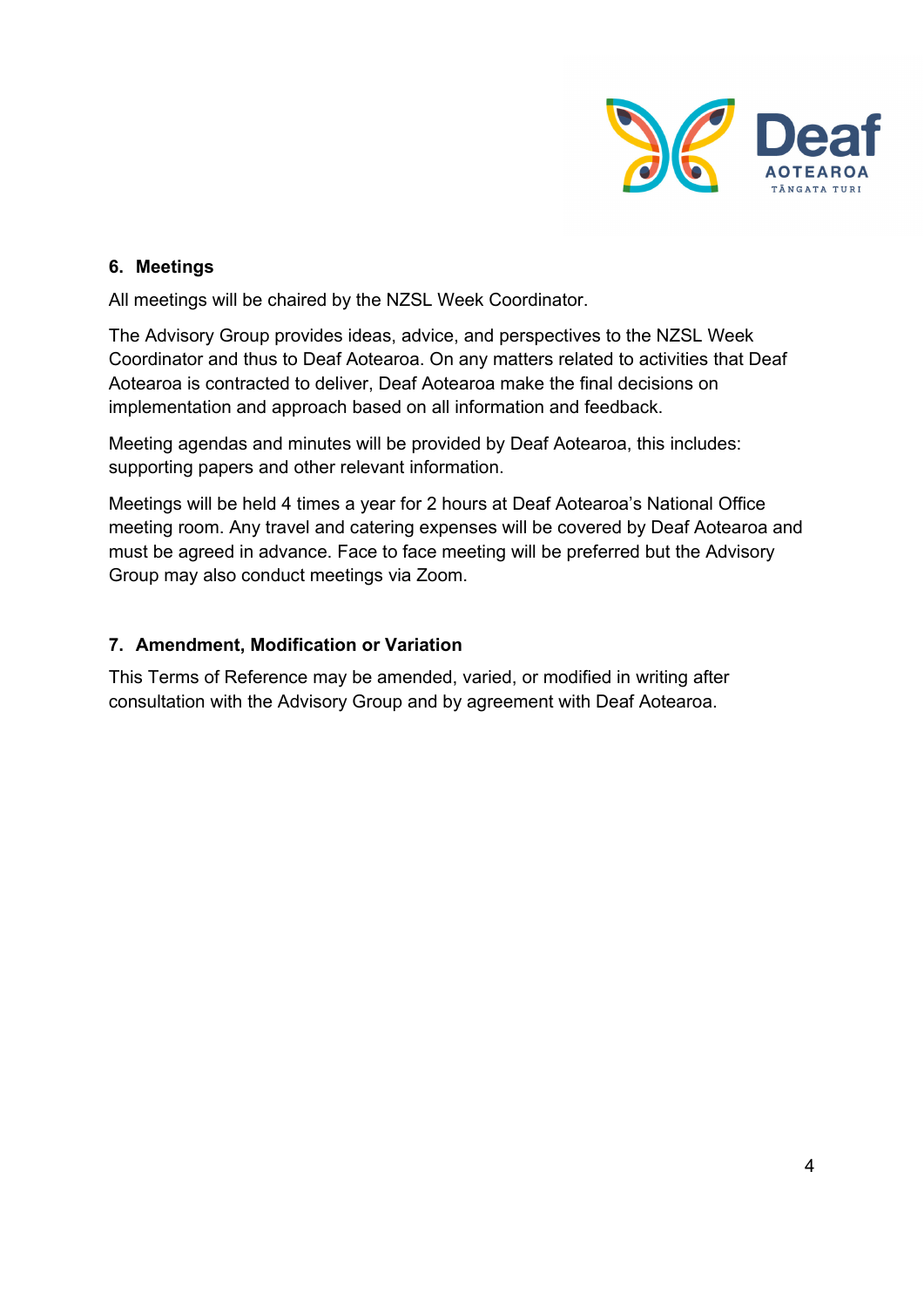## 6. Meetings

All meetings will be chaired by the NZSL Week Coordinator.

The Advisory Group provides ideas, advice, and perspectives to the NZSL Week Coordinator and thus to Deaf Aotearoa. On any matters related to activities that Deaf Aotearoa is contracted to deliver, Deaf Aotearoa make the final decisions on implementation and approach based on all information and feedback.

Meeting agendas and minutes will be provided by Deaf Aotearoa, this includes: supporting papers and other relevant information.

Meetings will be held 4 times a year for 2 hours at Deaf Aotearoa's National Office meeting room. Any travel and catering expenses will be covered by Deaf Aotearoa and must be agreed in advance. Face to face meeting will be preferred but the Advisory Group may also conduct meetings via Zoom.

## 7. Amendment, Modification or Variation

This Terms of Reference may be amended, varied, or modified in writing after consultation with the Advisory Group and by agreement with Deaf Aotearoa.